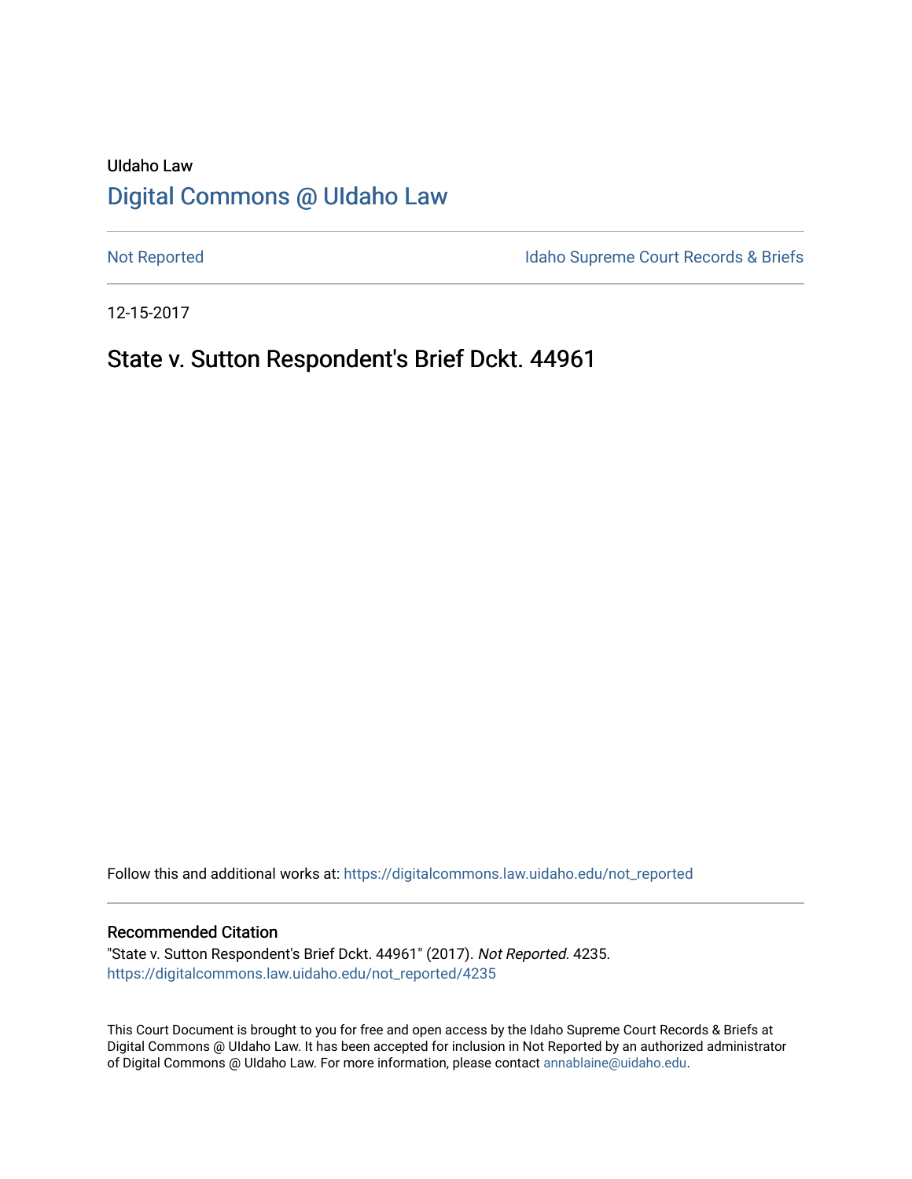UIdaho Law

# Digital Commons @ UIdaho Law

Not Reported

Idaho Supreme Court Records & Briefs

12-15-2017

## State v. Sutton Respondent's Brief Dckt. 44961

Follow this and additional works at: https://digitalcommons.law.uidaho.edu/not_reported

### Recommended Citation

"State v. Sutton Respondent's Brief Dckt. 44961" (2017). *Not Reported*. 4235.
https://digitalcommons.law.uidaho.edu/not_reported/4235

This Court Document is brought to you for free and open access by the Idaho Supreme Court Records & Briefs at Digital Commons @ UIdaho Law. It has been accepted for inclusion in Not Reported by an authorized administrator of Digital Commons @ UIdaho Law. For more information, please contact annablaine@uidaho.edu.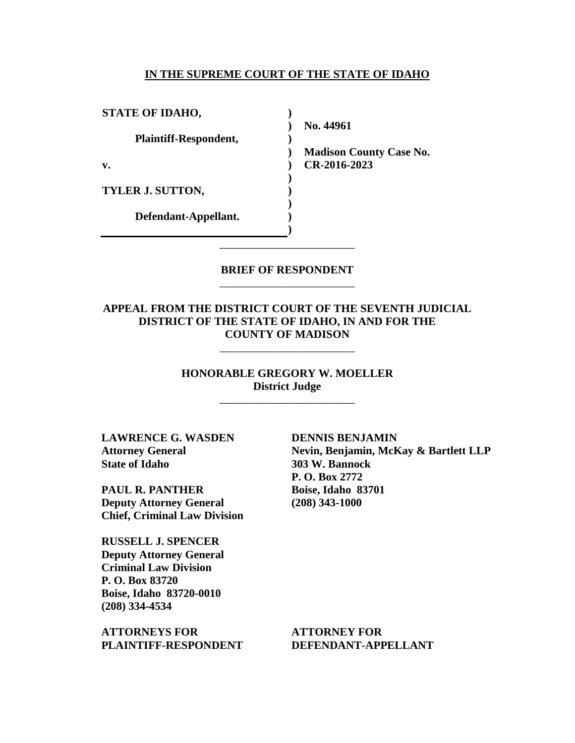# IN THE SUPREME COURT OF THE STATE OF IDAHO

| | | |
|---|---|---|
| **STATE OF IDAHO,** | ) | |
| | ) | **No. 44961** |
| **Plaintiff-Respondent,** | ) | |
| | ) | **Madison County Case No.** |
| **v.** | ) | **CR-2016-2023** |
| | ) | |
| **TYLER J. SUTTON,** | ) | |
| | ) | |
| **Defendant-Appellant.** | ) | |
| | ) | |

---

## BRIEF OF RESPONDENT

---

**APPEAL FROM THE DISTRICT COURT OF THE SEVENTH JUDICIAL DISTRICT OF THE STATE OF IDAHO, IN AND FOR THE COUNTY OF MADISON**

---

**HONORABLE GREGORY W. MOELLER**
**District Judge**

---

**LAWRENCE G. WASDEN**
**Attorney General**
**State of Idaho**

**PAUL R. PANTHER**
**Deputy Attorney General**
**Chief, Criminal Law Division**

**RUSSELL J. SPENCER**
**Deputy Attorney General**
**Criminal Law Division**
**P. O. Box 83720**
**Boise, Idaho 83720-0010**
**(208) 334-4534**

**ATTORNEYS FOR**
**PLAINTIFF-RESPONDENT**

**DENNIS BENJAMIN**
**Nevin, Benjamin, McKay & Bartlett LLP**
**303 W. Bannock**
**P. O. Box 2772**
**Boise, Idaho 83701**
**(208) 343-1000**

**ATTORNEY FOR**
**DEFENDANT-APPELLANT**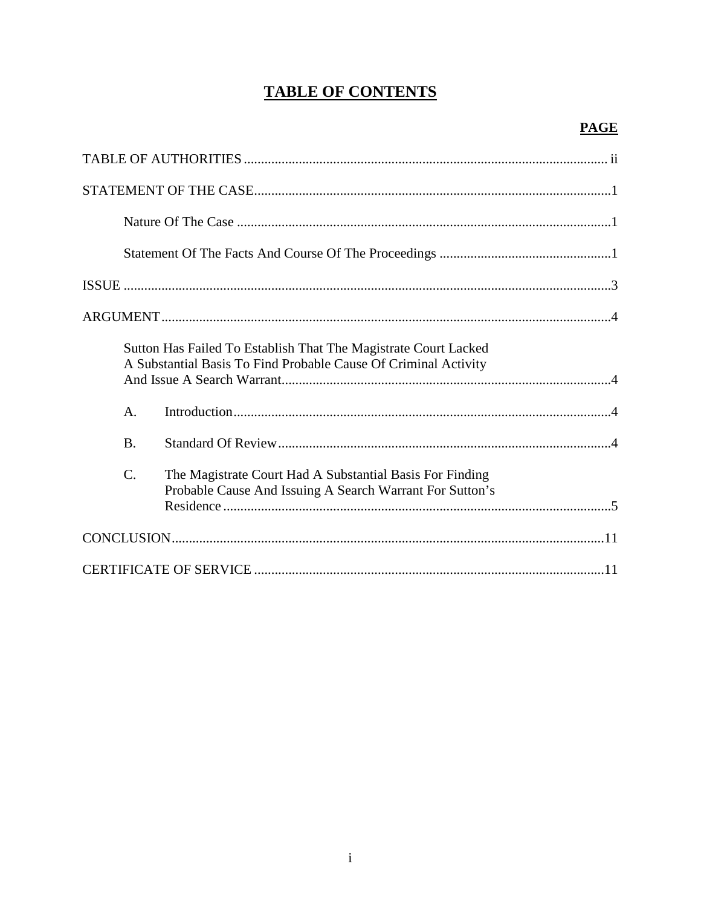# TABLE OF CONTENTS

| | PAGE |
|---|---|
| TABLE OF AUTHORITIES | ii |
| STATEMENT OF THE CASE | 1 |
| Nature Of The Case | 1 |
| Statement Of The Facts And Course Of The Proceedings | 1 |
| ISSUE | 3 |
| ARGUMENT | 4 |
| Sutton Has Failed To Establish That The Magistrate Court Lacked A Substantial Basis To Find Probable Cause Of Criminal Activity And Issue A Search Warrant | 4 |
| A. Introduction | 4 |
| B. Standard Of Review | 4 |
| C. The Magistrate Court Had A Substantial Basis For Finding Probable Cause And Issuing A Search Warrant For Sutton's Residence | 5 |
| CONCLUSION | 11 |
| CERTIFICATE OF SERVICE | 11 |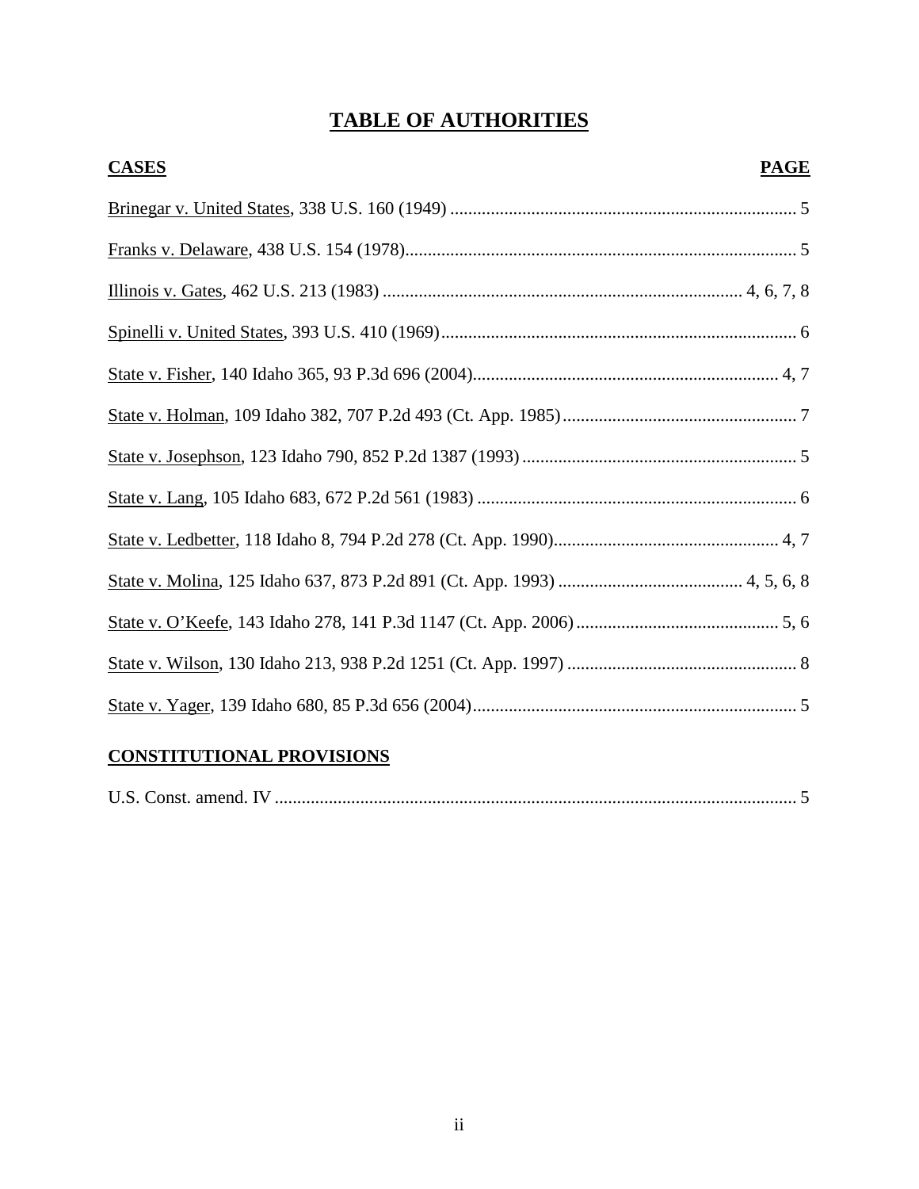# TABLE OF AUTHORITIES

| CASES | PAGE |
| --- | --- |
| Brinegar v. United States, 338 U.S. 160 (1949) | 5 |
| Franks v. Delaware, 438 U.S. 154 (1978) | 5 |
| Illinois v. Gates, 462 U.S. 213 (1983) | 4, 6, 7, 8 |
| Spinelli v. United States, 393 U.S. 410 (1969) | 6 |
| State v. Fisher, 140 Idaho 365, 93 P.3d 696 (2004) | 4, 7 |
| State v. Holman, 109 Idaho 382, 707 P.2d 493 (Ct. App. 1985) | 7 |
| State v. Josephson, 123 Idaho 790, 852 P.2d 1387 (1993) | 5 |
| State v. Lang, 105 Idaho 683, 672 P.2d 561 (1983) | 6 |
| State v. Ledbetter, 118 Idaho 8, 794 P.2d 278 (Ct. App. 1990) | 4, 7 |
| State v. Molina, 125 Idaho 637, 873 P.2d 891 (Ct. App. 1993) | 4, 5, 6, 8 |
| State v. O'Keefe, 143 Idaho 278, 141 P.3d 1147 (Ct. App. 2006) | 5, 6 |
| State v. Wilson, 130 Idaho 213, 938 P.2d 1251 (Ct. App. 1997) | 8 |
| State v. Yager, 139 Idaho 680, 85 P.3d 656 (2004) | 5 |

| CONSTITUTIONAL PROVISIONS | |
| --- | --- |
| U.S. Const. amend. IV | 5 |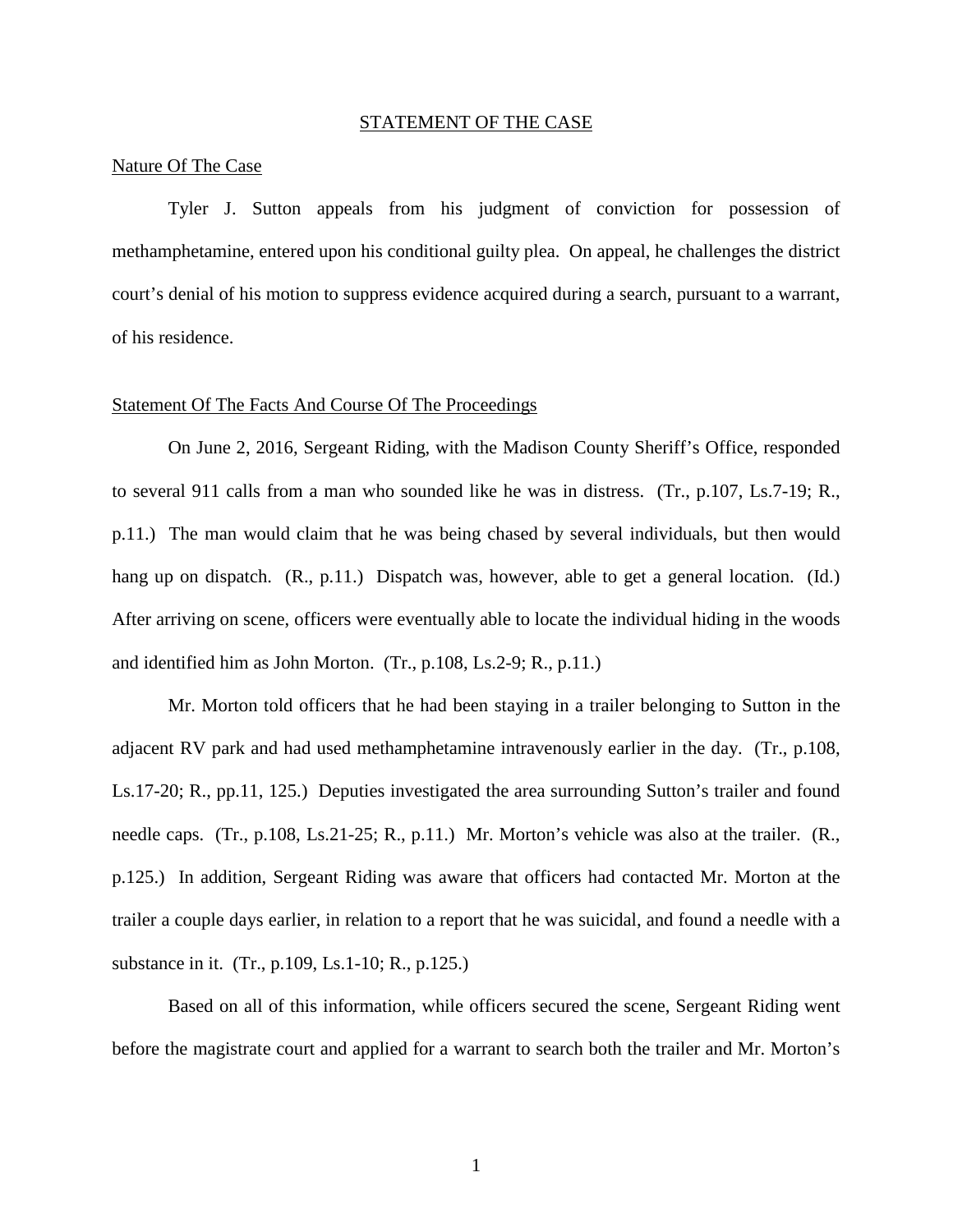## STATEMENT OF THE CASE

### Nature Of The Case

Tyler J. Sutton appeals from his judgment of conviction for possession of methamphetamine, entered upon his conditional guilty plea. On appeal, he challenges the district court's denial of his motion to suppress evidence acquired during a search, pursuant to a warrant, of his residence.

### Statement Of The Facts And Course Of The Proceedings

On June 2, 2016, Sergeant Riding, with the Madison County Sheriff's Office, responded to several 911 calls from a man who sounded like he was in distress. (Tr., p.107, Ls.7-19; R., p.11.) The man would claim that he was being chased by several individuals, but then would hang up on dispatch. (R., p.11.) Dispatch was, however, able to get a general location. (Id.) After arriving on scene, officers were eventually able to locate the individual hiding in the woods and identified him as John Morton. (Tr., p.108, Ls.2-9; R., p.11.)

Mr. Morton told officers that he had been staying in a trailer belonging to Sutton in the adjacent RV park and had used methamphetamine intravenously earlier in the day. (Tr., p.108, Ls.17-20; R., pp.11, 125.) Deputies investigated the area surrounding Sutton's trailer and found needle caps. (Tr., p.108, Ls.21-25; R., p.11.) Mr. Morton's vehicle was also at the trailer. (R., p.125.) In addition, Sergeant Riding was aware that officers had contacted Mr. Morton at the trailer a couple days earlier, in relation to a report that he was suicidal, and found a needle with a substance in it. (Tr., p.109, Ls.1-10; R., p.125.)

Based on all of this information, while officers secured the scene, Sergeant Riding went before the magistrate court and applied for a warrant to search both the trailer and Mr. Morton's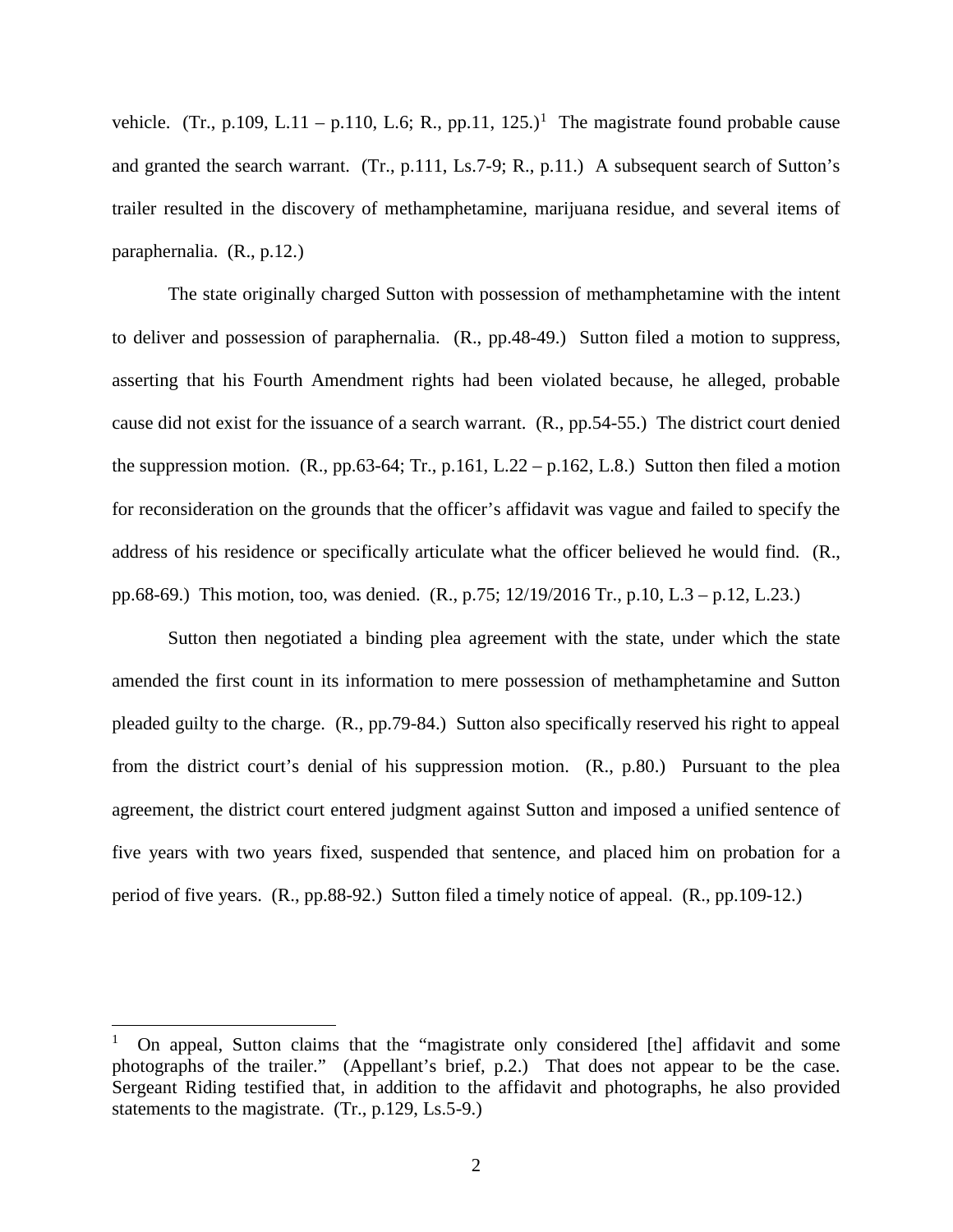vehicle. (Tr., p.109, L.11 – p.110, L.6; R., pp.11, 125.)[1] The magistrate found probable cause and granted the search warrant. (Tr., p.111, Ls.7-9; R., p.11.) A subsequent search of Sutton's trailer resulted in the discovery of methamphetamine, marijuana residue, and several items of paraphernalia. (R., p.12.)

The state originally charged Sutton with possession of methamphetamine with the intent to deliver and possession of paraphernalia. (R., pp.48-49.) Sutton filed a motion to suppress, asserting that his Fourth Amendment rights had been violated because, he alleged, probable cause did not exist for the issuance of a search warrant. (R., pp.54-55.) The district court denied the suppression motion. (R., pp.63-64; Tr., p.161, L.22 – p.162, L.8.) Sutton then filed a motion for reconsideration on the grounds that the officer's affidavit was vague and failed to specify the address of his residence or specifically articulate what the officer believed he would find. (R., pp.68-69.) This motion, too, was denied. (R., p.75; 12/19/2016 Tr., p.10, L.3 – p.12, L.23.)

Sutton then negotiated a binding plea agreement with the state, under which the state amended the first count in its information to mere possession of methamphetamine and Sutton pleaded guilty to the charge. (R., pp.79-84.) Sutton also specifically reserved his right to appeal from the district court's denial of his suppression motion. (R., p.80.) Pursuant to the plea agreement, the district court entered judgment against Sutton and imposed a unified sentence of five years with two years fixed, suspended that sentence, and placed him on probation for a period of five years. (R., pp.88-92.) Sutton filed a timely notice of appeal. (R., pp.109-12.)

---

[1] On appeal, Sutton claims that the "magistrate only considered [the] affidavit and some photographs of the trailer." (Appellant's brief, p.2.) That does not appear to be the case. Sergeant Riding testified that, in addition to the affidavit and photographs, he also provided statements to the magistrate. (Tr., p.129, Ls.5-9.)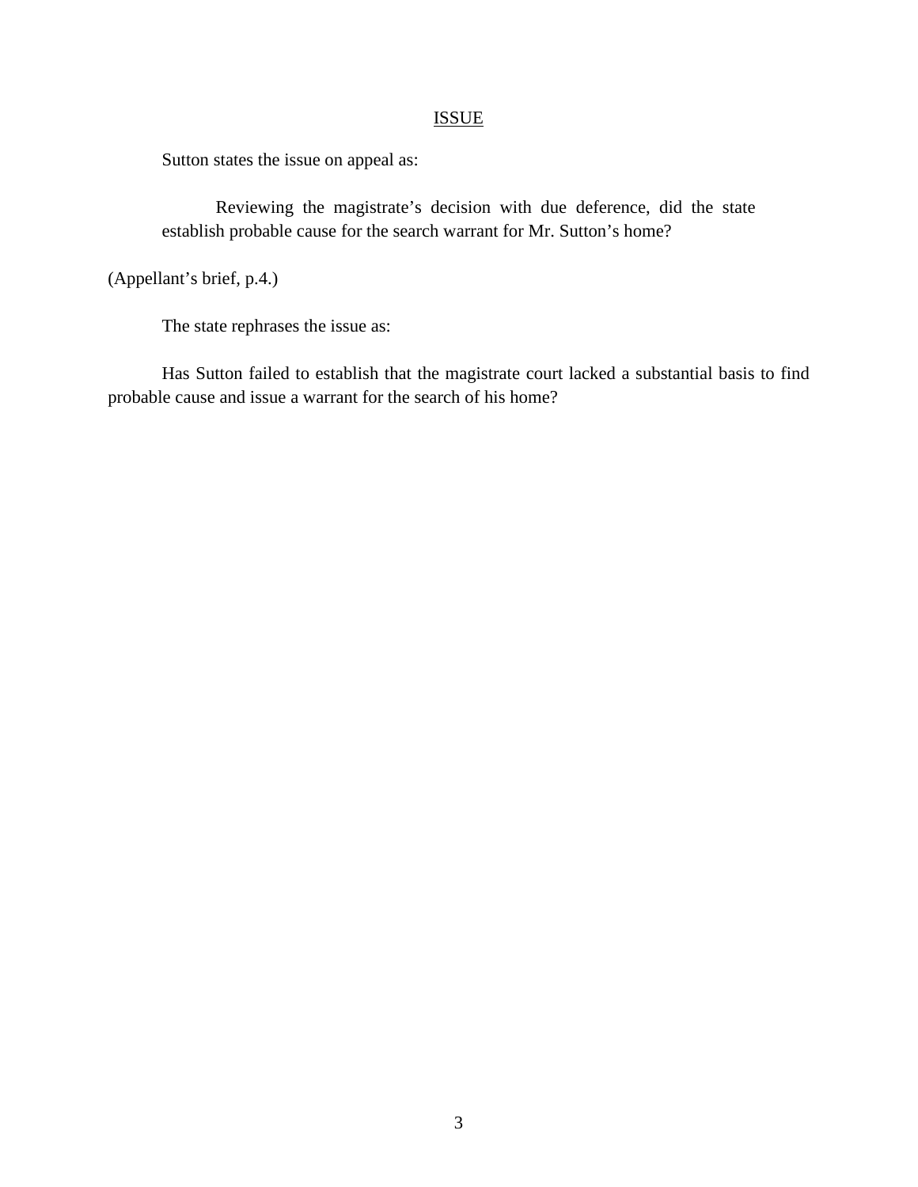## ISSUE

Sutton states the issue on appeal as:

> Reviewing the magistrate's decision with due deference, did the state establish probable cause for the search warrant for Mr. Sutton's home?

(Appellant's brief, p.4.)

The state rephrases the issue as:

Has Sutton failed to establish that the magistrate court lacked a substantial basis to find probable cause and issue a warrant for the search of his home?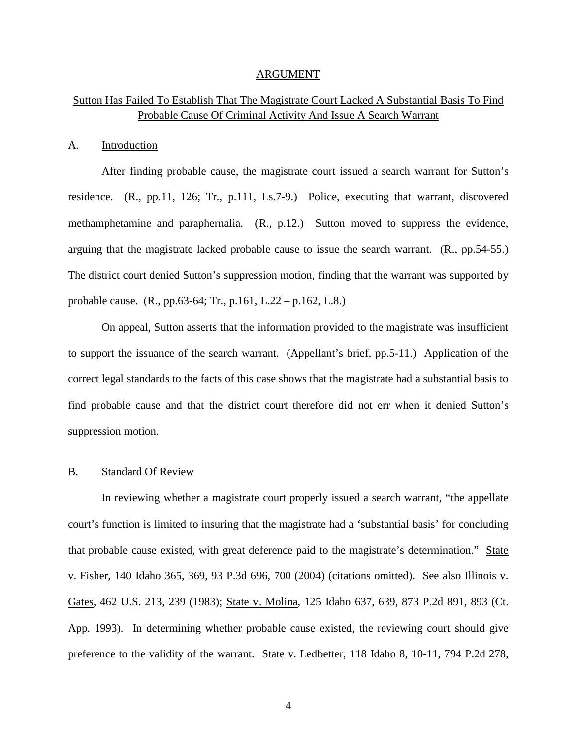# ARGUMENT

## Sutton Has Failed To Establish That The Magistrate Court Lacked A Substantial Basis To Find Probable Cause Of Criminal Activity And Issue A Search Warrant

### A. Introduction

After finding probable cause, the magistrate court issued a search warrant for Sutton's residence. (R., pp.11, 126; Tr., p.111, Ls.7-9.) Police, executing that warrant, discovered methamphetamine and paraphernalia. (R., p.12.) Sutton moved to suppress the evidence, arguing that the magistrate lacked probable cause to issue the search warrant. (R., pp.54-55.) The district court denied Sutton's suppression motion, finding that the warrant was supported by probable cause. (R., pp.63-64; Tr., p.161, L.22 – p.162, L.8.)

On appeal, Sutton asserts that the information provided to the magistrate was insufficient to support the issuance of the search warrant. (Appellant's brief, pp.5-11.) Application of the correct legal standards to the facts of this case shows that the magistrate had a substantial basis to find probable cause and that the district court therefore did not err when it denied Sutton's suppression motion.

### B. Standard Of Review

In reviewing whether a magistrate court properly issued a search warrant, "the appellate court's function is limited to insuring that the magistrate had a 'substantial basis' for concluding that probable cause existed, with great deference paid to the magistrate's determination." State v. Fisher, 140 Idaho 365, 369, 93 P.3d 696, 700 (2004) (citations omitted). See also Illinois v. Gates, 462 U.S. 213, 239 (1983); State v. Molina, 125 Idaho 637, 639, 873 P.2d 891, 893 (Ct. App. 1993). In determining whether probable cause existed, the reviewing court should give preference to the validity of the warrant. State v. Ledbetter, 118 Idaho 8, 10-11, 794 P.2d 278,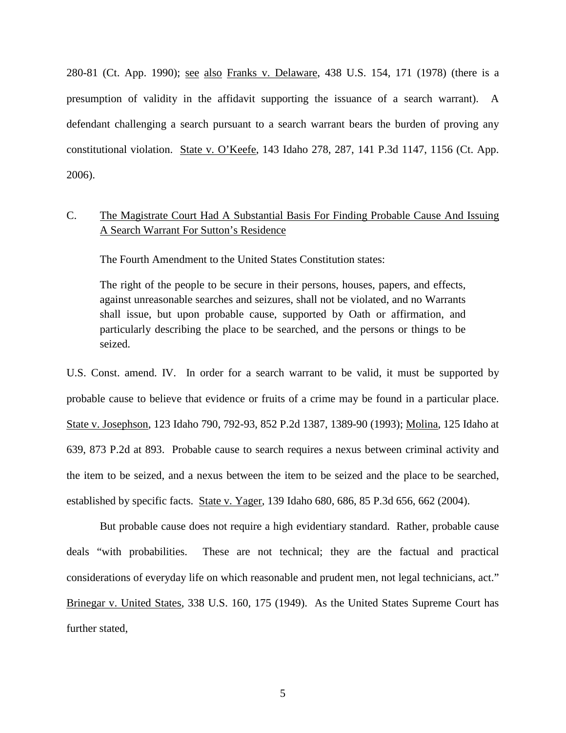280-81 (Ct. App. 1990); see also Franks v. Delaware, 438 U.S. 154, 171 (1978) (there is a presumption of validity in the affidavit supporting the issuance of a search warrant). A defendant challenging a search pursuant to a search warrant bears the burden of proving any constitutional violation. State v. O'Keefe, 143 Idaho 278, 287, 141 P.3d 1147, 1156 (Ct. App. 2006).

C. The Magistrate Court Had A Substantial Basis For Finding Probable Cause And Issuing A Search Warrant For Sutton's Residence

The Fourth Amendment to the United States Constitution states:

> The right of the people to be secure in their persons, houses, papers, and effects, against unreasonable searches and seizures, shall not be violated, and no Warrants shall issue, but upon probable cause, supported by Oath or affirmation, and particularly describing the place to be searched, and the persons or things to be seized.

U.S. Const. amend. IV. In order for a search warrant to be valid, it must be supported by probable cause to believe that evidence or fruits of a crime may be found in a particular place. State v. Josephson, 123 Idaho 790, 792-93, 852 P.2d 1387, 1389-90 (1993); Molina, 125 Idaho at 639, 873 P.2d at 893. Probable cause to search requires a nexus between criminal activity and the item to be seized, and a nexus between the item to be seized and the place to be searched, established by specific facts. State v. Yager, 139 Idaho 680, 686, 85 P.3d 656, 662 (2004).

But probable cause does not require a high evidentiary standard. Rather, probable cause deals "with probabilities. These are not technical; they are the factual and practical considerations of everyday life on which reasonable and prudent men, not legal technicians, act." Brinegar v. United States, 338 U.S. 160, 175 (1949). As the United States Supreme Court has further stated,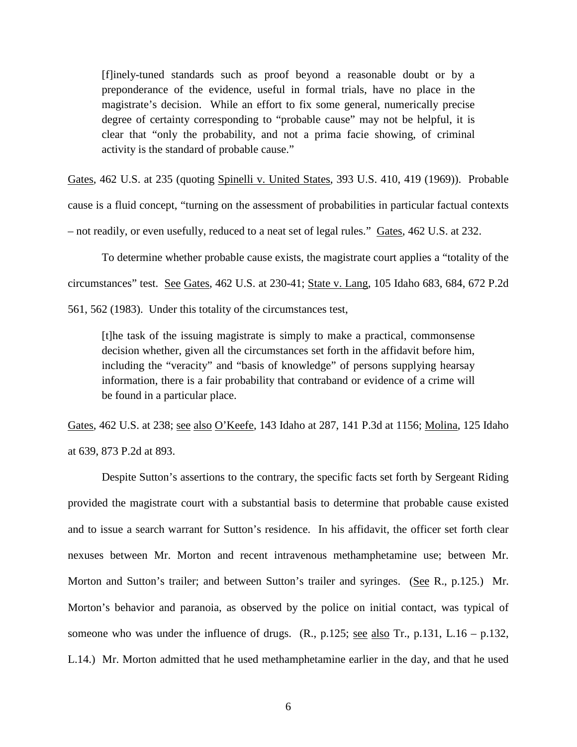> [f]inely-tuned standards such as proof beyond a reasonable doubt or by a preponderance of the evidence, useful in formal trials, have no place in the magistrate's decision. While an effort to fix some general, numerically precise degree of certainty corresponding to "probable cause" may not be helpful, it is clear that "only the probability, and not a prima facie showing, of criminal activity is the standard of probable cause."

Gates, 462 U.S. at 235 (quoting Spinelli v. United States, 393 U.S. 410, 419 (1969)). Probable cause is a fluid concept, "turning on the assessment of probabilities in particular factual contexts – not readily, or even usefully, reduced to a neat set of legal rules." Gates, 462 U.S. at 232.

To determine whether probable cause exists, the magistrate court applies a "totality of the circumstances" test. See Gates, 462 U.S. at 230-41; State v. Lang, 105 Idaho 683, 684, 672 P.2d 561, 562 (1983). Under this totality of the circumstances test,

> [t]he task of the issuing magistrate is simply to make a practical, commonsense decision whether, given all the circumstances set forth in the affidavit before him, including the "veracity" and "basis of knowledge" of persons supplying hearsay information, there is a fair probability that contraband or evidence of a crime will be found in a particular place.

Gates, 462 U.S. at 238; see also O'Keefe, 143 Idaho at 287, 141 P.3d at 1156; Molina, 125 Idaho at 639, 873 P.2d at 893.

Despite Sutton's assertions to the contrary, the specific facts set forth by Sergeant Riding provided the magistrate court with a substantial basis to determine that probable cause existed and to issue a search warrant for Sutton's residence. In his affidavit, the officer set forth clear nexuses between Mr. Morton and recent intravenous methamphetamine use; between Mr. Morton and Sutton's trailer; and between Sutton's trailer and syringes. (See R., p.125.) Mr. Morton's behavior and paranoia, as observed by the police on initial contact, was typical of someone who was under the influence of drugs. (R., p.125; see also Tr., p.131, L.16 – p.132, L.14.) Mr. Morton admitted that he used methamphetamine earlier in the day, and that he used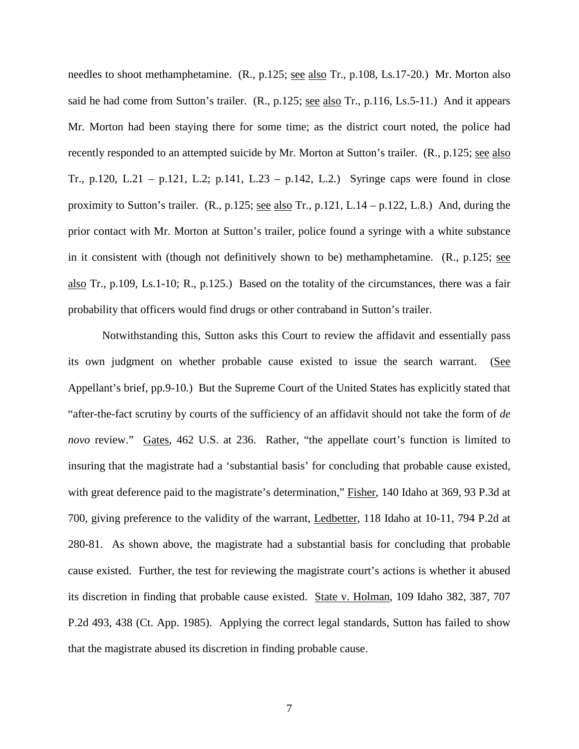needles to shoot methamphetamine. (R., p.125; see also Tr., p.108, Ls.17-20.) Mr. Morton also said he had come from Sutton's trailer. (R., p.125; see also Tr., p.116, Ls.5-11.) And it appears Mr. Morton had been staying there for some time; as the district court noted, the police had recently responded to an attempted suicide by Mr. Morton at Sutton's trailer. (R., p.125; see also Tr., p.120, L.21 – p.121, L.2; p.141, L.23 – p.142, L.2.) Syringe caps were found in close proximity to Sutton's trailer. (R., p.125; see also Tr., p.121, L.14 – p.122, L.8.) And, during the prior contact with Mr. Morton at Sutton's trailer, police found a syringe with a white substance in it consistent with (though not definitively shown to be) methamphetamine. (R., p.125; see also Tr., p.109, Ls.1-10; R., p.125.) Based on the totality of the circumstances, there was a fair probability that officers would find drugs or other contraband in Sutton's trailer.

Notwithstanding this, Sutton asks this Court to review the affidavit and essentially pass its own judgment on whether probable cause existed to issue the search warrant. (See Appellant's brief, pp.9-10.) But the Supreme Court of the United States has explicitly stated that "after-the-fact scrutiny by courts of the sufficiency of an affidavit should not take the form of *de novo* review." Gates, 462 U.S. at 236. Rather, "the appellate court's function is limited to insuring that the magistrate had a 'substantial basis' for concluding that probable cause existed, with great deference paid to the magistrate's determination," Fisher, 140 Idaho at 369, 93 P.3d at 700, giving preference to the validity of the warrant, Ledbetter, 118 Idaho at 10-11, 794 P.2d at 280-81. As shown above, the magistrate had a substantial basis for concluding that probable cause existed. Further, the test for reviewing the magistrate court's actions is whether it abused its discretion in finding that probable cause existed. State v. Holman, 109 Idaho 382, 387, 707 P.2d 493, 438 (Ct. App. 1985). Applying the correct legal standards, Sutton has failed to show that the magistrate abused its discretion in finding probable cause.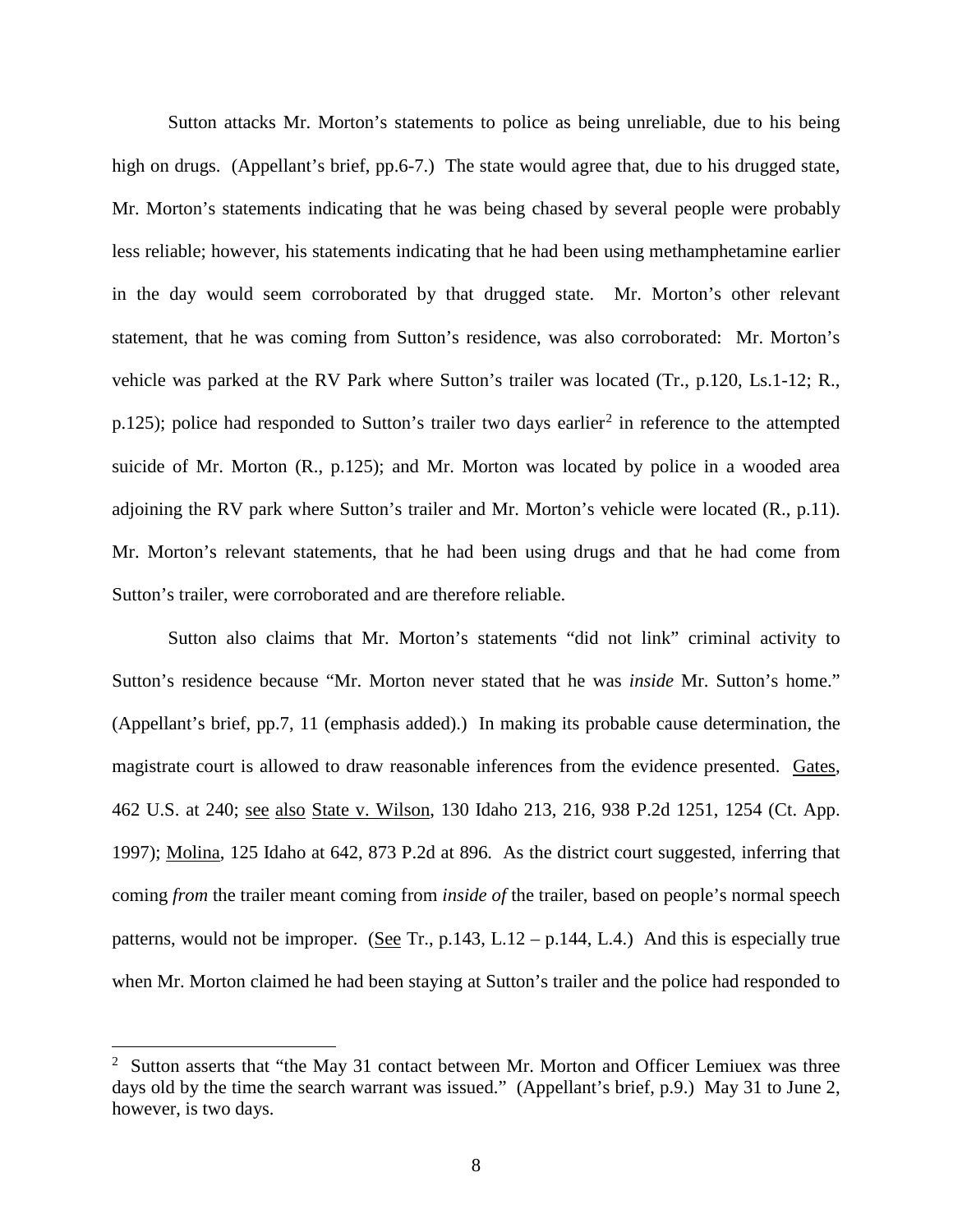Sutton attacks Mr. Morton's statements to police as being unreliable, due to his being high on drugs. (Appellant's brief, pp.6-7.) The state would agree that, due to his drugged state, Mr. Morton's statements indicating that he was being chased by several people were probably less reliable; however, his statements indicating that he had been using methamphetamine earlier in the day would seem corroborated by that drugged state. Mr. Morton's other relevant statement, that he was coming from Sutton's residence, was also corroborated: Mr. Morton's vehicle was parked at the RV Park where Sutton's trailer was located (Tr., p.120, Ls.1-12; R., p.125); police had responded to Sutton's trailer two days earlier[2] in reference to the attempted suicide of Mr. Morton (R., p.125); and Mr. Morton was located by police in a wooded area adjoining the RV park where Sutton's trailer and Mr. Morton's vehicle were located (R., p.11). Mr. Morton's relevant statements, that he had been using drugs and that he had come from Sutton's trailer, were corroborated and are therefore reliable.

Sutton also claims that Mr. Morton's statements "did not link" criminal activity to Sutton's residence because "Mr. Morton never stated that he was *inside* Mr. Sutton's home." (Appellant's brief, pp.7, 11 (emphasis added).) In making its probable cause determination, the magistrate court is allowed to draw reasonable inferences from the evidence presented. Gates, 462 U.S. at 240; see also State v. Wilson, 130 Idaho 213, 216, 938 P.2d 1251, 1254 (Ct. App. 1997); Molina, 125 Idaho at 642, 873 P.2d at 896. As the district court suggested, inferring that coming *from* the trailer meant coming from *inside of* the trailer, based on people's normal speech patterns, would not be improper. (See Tr., p.143, L.12 – p.144, L.4.) And this is especially true when Mr. Morton claimed he had been staying at Sutton's trailer and the police had responded to

---

[2] Sutton asserts that "the May 31 contact between Mr. Morton and Officer Lemiuex was three days old by the time the search warrant was issued." (Appellant's brief, p.9.) May 31 to June 2, however, is two days.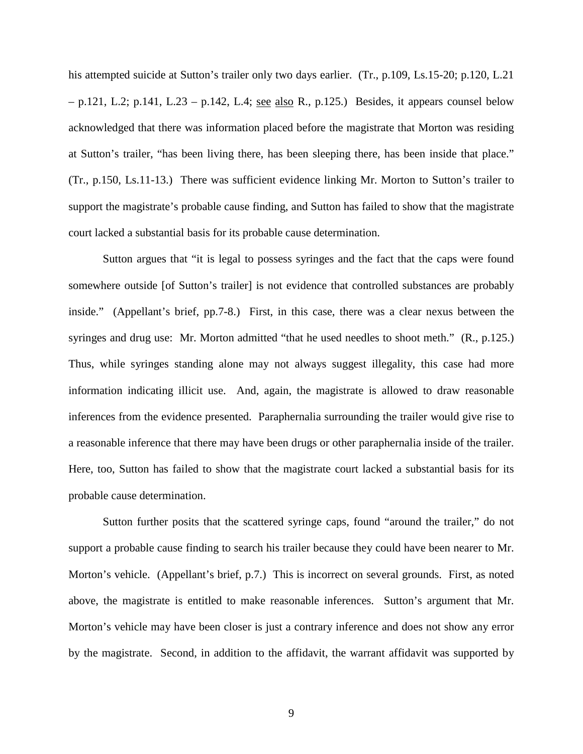his attempted suicide at Sutton's trailer only two days earlier. (Tr., p.109, Ls.15-20; p.120, L.21 – p.121, L.2; p.141, L.23 – p.142, L.4; see also R., p.125.) Besides, it appears counsel below acknowledged that there was information placed before the magistrate that Morton was residing at Sutton's trailer, "has been living there, has been sleeping there, has been inside that place." (Tr., p.150, Ls.11-13.) There was sufficient evidence linking Mr. Morton to Sutton's trailer to support the magistrate's probable cause finding, and Sutton has failed to show that the magistrate court lacked a substantial basis for its probable cause determination.

Sutton argues that "it is legal to possess syringes and the fact that the caps were found somewhere outside [of Sutton's trailer] is not evidence that controlled substances are probably inside." (Appellant's brief, pp.7-8.) First, in this case, there was a clear nexus between the syringes and drug use: Mr. Morton admitted "that he used needles to shoot meth." (R., p.125.) Thus, while syringes standing alone may not always suggest illegality, this case had more information indicating illicit use. And, again, the magistrate is allowed to draw reasonable inferences from the evidence presented. Paraphernalia surrounding the trailer would give rise to a reasonable inference that there may have been drugs or other paraphernalia inside of the trailer. Here, too, Sutton has failed to show that the magistrate court lacked a substantial basis for its probable cause determination.

Sutton further posits that the scattered syringe caps, found "around the trailer," do not support a probable cause finding to search his trailer because they could have been nearer to Mr. Morton's vehicle. (Appellant's brief, p.7.) This is incorrect on several grounds. First, as noted above, the magistrate is entitled to make reasonable inferences. Sutton's argument that Mr. Morton's vehicle may have been closer is just a contrary inference and does not show any error by the magistrate. Second, in addition to the affidavit, the warrant affidavit was supported by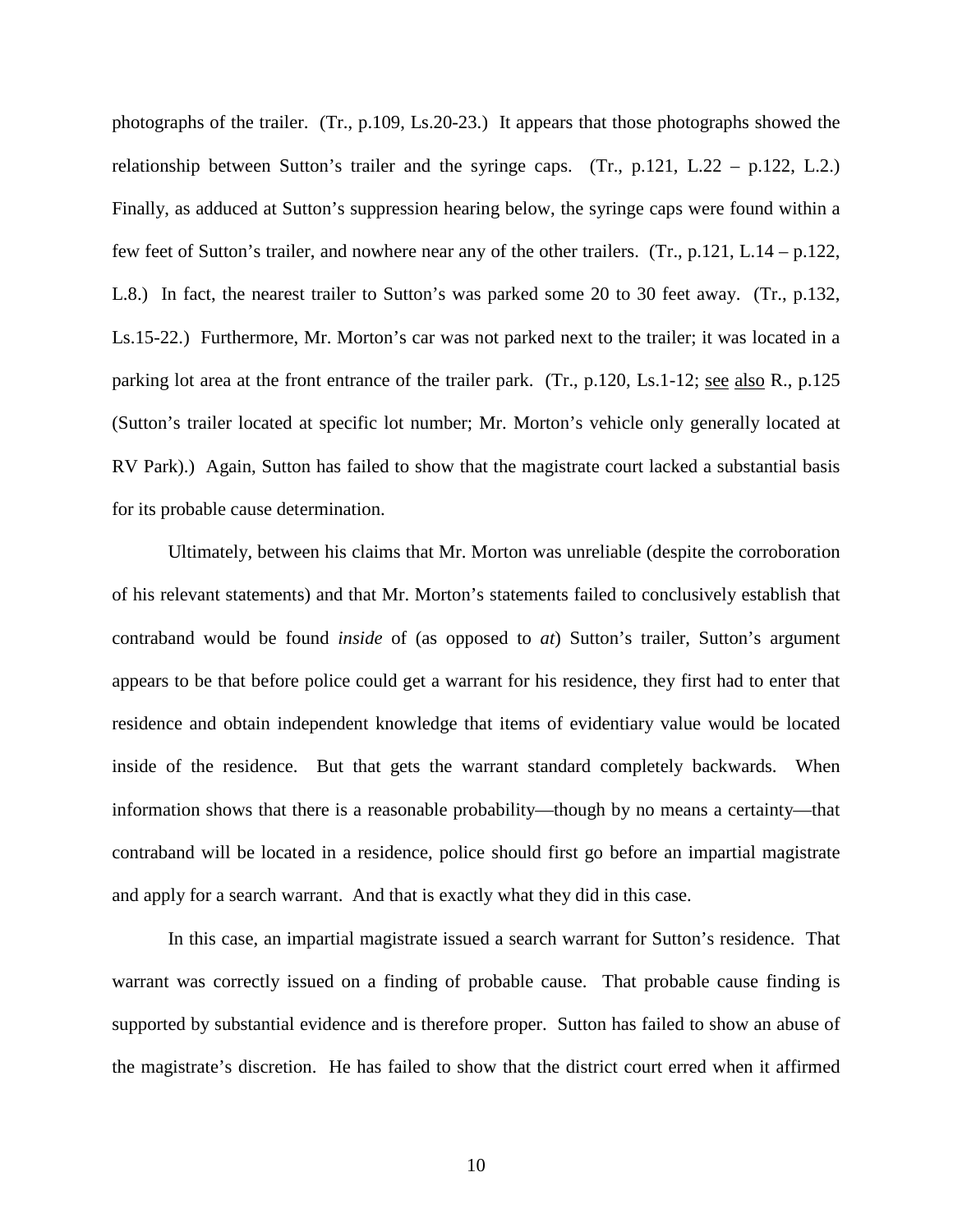photographs of the trailer. (Tr., p.109, Ls.20-23.) It appears that those photographs showed the relationship between Sutton's trailer and the syringe caps. (Tr., p.121, L.22 – p.122, L.2.) Finally, as adduced at Sutton's suppression hearing below, the syringe caps were found within a few feet of Sutton's trailer, and nowhere near any of the other trailers. (Tr., p.121, L.14 – p.122, L.8.) In fact, the nearest trailer to Sutton's was parked some 20 to 30 feet away. (Tr., p.132, Ls.15-22.) Furthermore, Mr. Morton's car was not parked next to the trailer; it was located in a parking lot area at the front entrance of the trailer park. (Tr., p.120, Ls.1-12; see also R., p.125 (Sutton's trailer located at specific lot number; Mr. Morton's vehicle only generally located at RV Park).) Again, Sutton has failed to show that the magistrate court lacked a substantial basis for its probable cause determination.

Ultimately, between his claims that Mr. Morton was unreliable (despite the corroboration of his relevant statements) and that Mr. Morton's statements failed to conclusively establish that contraband would be found *inside* of (as opposed to *at*) Sutton's trailer, Sutton's argument appears to be that before police could get a warrant for his residence, they first had to enter that residence and obtain independent knowledge that items of evidentiary value would be located inside of the residence. But that gets the warrant standard completely backwards. When information shows that there is a reasonable probability—though by no means a certainty—that contraband will be located in a residence, police should first go before an impartial magistrate and apply for a search warrant. And that is exactly what they did in this case.

In this case, an impartial magistrate issued a search warrant for Sutton's residence. That warrant was correctly issued on a finding of probable cause. That probable cause finding is supported by substantial evidence and is therefore proper. Sutton has failed to show an abuse of the magistrate's discretion. He has failed to show that the district court erred when it affirmed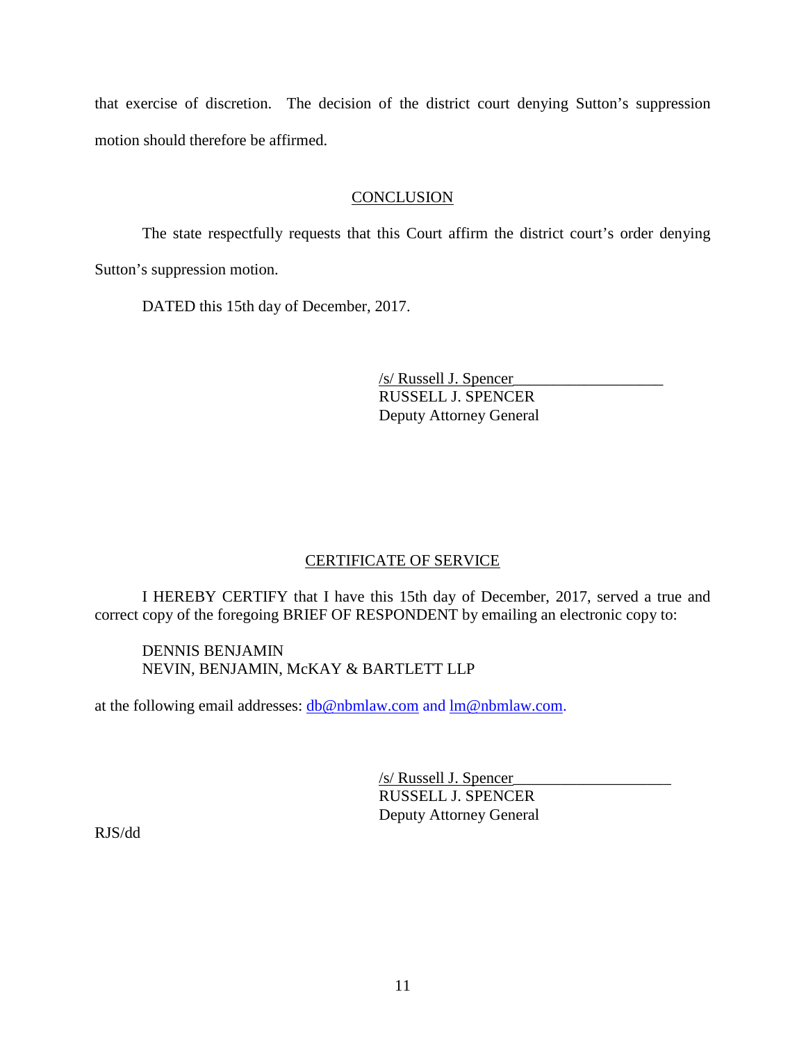that exercise of discretion. The decision of the district court denying Sutton's suppression motion should therefore be affirmed.

## CONCLUSION

The state respectfully requests that this Court affirm the district court's order denying Sutton's suppression motion.

DATED this 15th day of December, 2017.

/s/ Russell J. Spencer
RUSSELL J. SPENCER
Deputy Attorney General

## CERTIFICATE OF SERVICE

I HEREBY CERTIFY that I have this 15th day of December, 2017, served a true and correct copy of the foregoing BRIEF OF RESPONDENT by emailing an electronic copy to:

DENNIS BENJAMIN
NEVIN, BENJAMIN, McKAY & BARTLETT LLP

at the following email addresses: db@nbmlaw.com and lm@nbmlaw.com.

/s/ Russell J. Spencer
RUSSELL J. SPENCER
Deputy Attorney General

RJS/dd